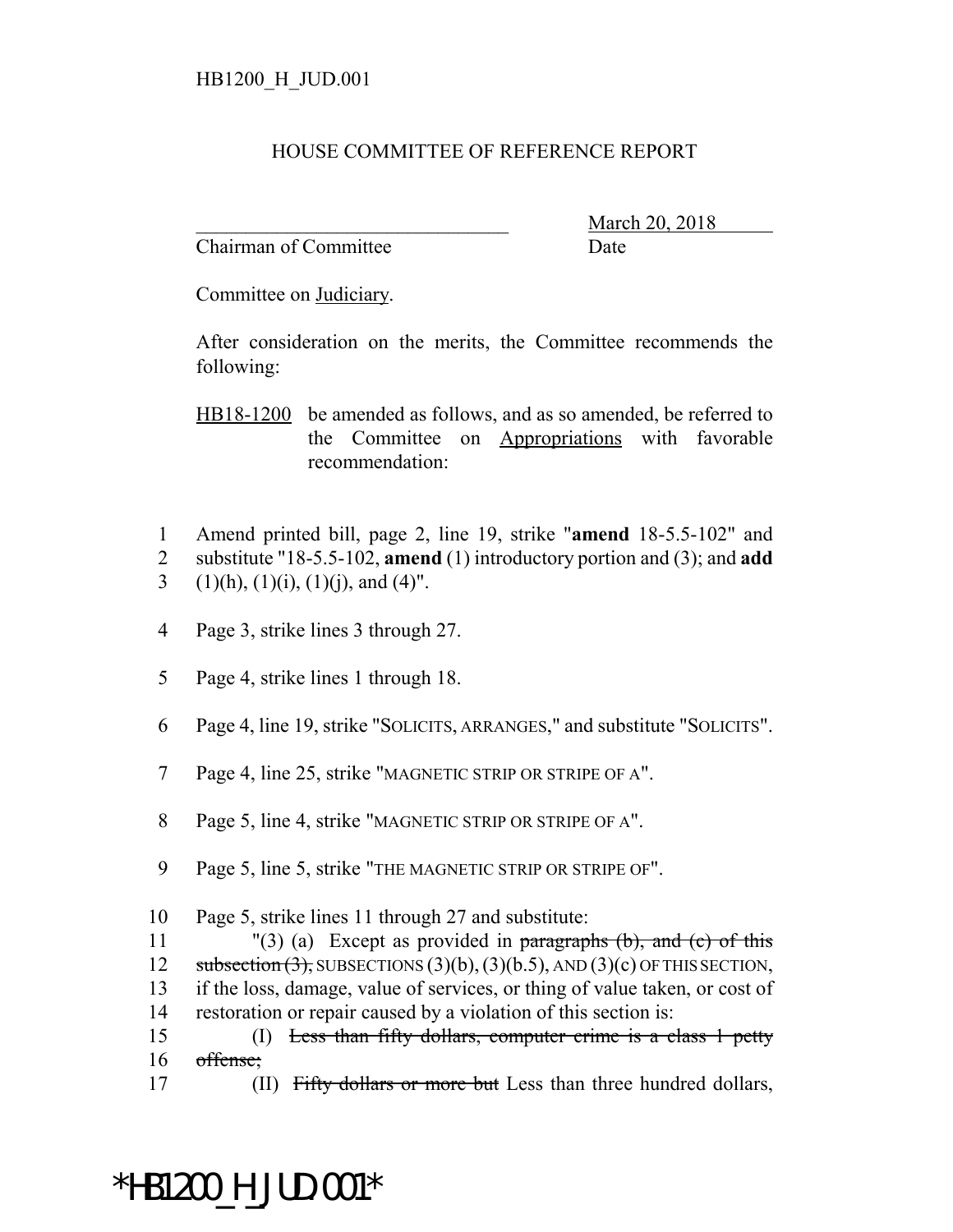HB1200_H_JUD.001

HOUSE COMMITTEE OF REFERENCE REPORT

\_\_\_\_\_\_\_\_\_\_\_\_\_\_\_\_\_\_\_\_\_\_\_\_\_\_\_\_\_\_\_\_ March 20, 2018
Chairman of Committee Date

Committee on Judiciary.

After consideration on the merits, the Committee recommends the following:

HB18-1200 be amended as follows, and as so amended, be referred to the Committee on Appropriations with favorable recommendation:

1 Amend printed bill, page 2, line 19, strike "**amend** 18-5.5-102" and
2 substitute "18-5.5-102, **amend** (1) introductory portion and (3); and **add**
3 (1)(h), (1)(i), (1)(j), and (4)".

4 Page 3, strike lines 3 through 27.

5 Page 4, strike lines 1 through 18.

6 Page 4, line 19, strike "SOLICITS, ARRANGES," and substitute "SOLICITS".

7 Page 4, line 25, strike "MAGNETIC STRIP OR STRIPE OF A".

8 Page 5, line 4, strike "MAGNETIC STRIP OR STRIPE OF A".

9 Page 5, line 5, strike "THE MAGNETIC STRIP OR STRIPE OF".

10 Page 5, strike lines 11 through 27 and substitute:
11 "(3) (a) Except as provided in ~~paragraphs (b), and (c) of this~~
12 ~~subsection (3),~~ SUBSECTIONS (3)(b), (3)(b.5), AND (3)(c) OF THIS SECTION,
13 if the loss, damage, value of services, or thing of value taken, or cost of
14 restoration or repair caused by a violation of this section is:
15 (I) ~~Less than fifty dollars, computer crime is a class 1 petty~~
16 ~~offense;~~
17 (II) ~~Fifty dollars or more but~~ Less than three hundred dollars,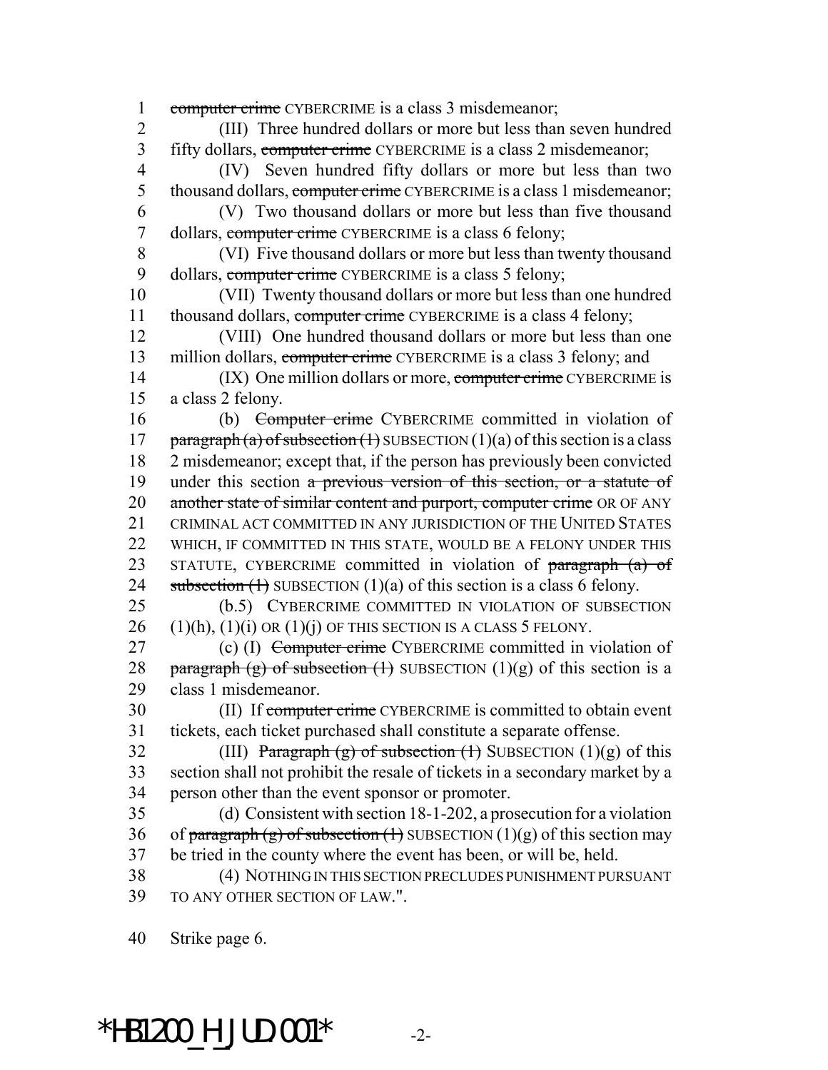computer crime CYBERCRIME is a class 3 misdemeanor;

(III) Three hundred dollars or more but less than seven hundred fifty dollars, computer crime CYBERCRIME is a class 2 misdemeanor;

(IV) Seven hundred fifty dollars or more but less than two thousand dollars, computer crime CYBERCRIME is a class 1 misdemeanor;

(V) Two thousand dollars or more but less than five thousand dollars, computer crime CYBERCRIME is a class 6 felony;

(VI) Five thousand dollars or more but less than twenty thousand dollars, computer crime CYBERCRIME is a class 5 felony;

(VII) Twenty thousand dollars or more but less than one hundred thousand dollars, computer crime CYBERCRIME is a class 4 felony;

(VIII) One hundred thousand dollars or more but less than one million dollars, computer crime CYBERCRIME is a class 3 felony; and

(IX) One million dollars or more, computer crime CYBERCRIME is a class 2 felony.

(b) Computer crime CYBERCRIME committed in violation of paragraph (a) of subsection (1) SUBSECTION (1)(a) of this section is a class 2 misdemeanor; except that, if the person has previously been convicted under this section a previous version of this section, or a statute of another state of similar content and purport, computer crime OR OF ANY CRIMINAL ACT COMMITTED IN ANY JURISDICTION OF THE UNITED STATES WHICH, IF COMMITTED IN THIS STATE, WOULD BE A FELONY UNDER THIS STATUTE, CYBERCRIME committed in violation of paragraph (a) of subsection (1) SUBSECTION (1)(a) of this section is a class 6 felony.

(b.5) CYBERCRIME COMMITTED IN VIOLATION OF SUBSECTION (1)(h), (1)(i) OR (1)(j) OF THIS SECTION IS A CLASS 5 FELONY.

(c) (I) Computer crime CYBERCRIME committed in violation of paragraph (g) of subsection (1) SUBSECTION (1)(g) of this section is a class 1 misdemeanor.

(II) If computer crime CYBERCRIME is committed to obtain event tickets, each ticket purchased shall constitute a separate offense.

(III) Paragraph (g) of subsection (1) SUBSECTION (1)(g) of this section shall not prohibit the resale of tickets in a secondary market by a person other than the event sponsor or promoter.

(d) Consistent with section 18-1-202, a prosecution for a violation of paragraph (g) of subsection (1) SUBSECTION (1)(g) of this section may be tried in the county where the event has been, or will be, held.

(4) NOTHING IN THIS SECTION PRECLUDES PUNISHMENT PURSUANT TO ANY OTHER SECTION OF LAW.".

Strike page 6.

*HB1200_H_JUD.001*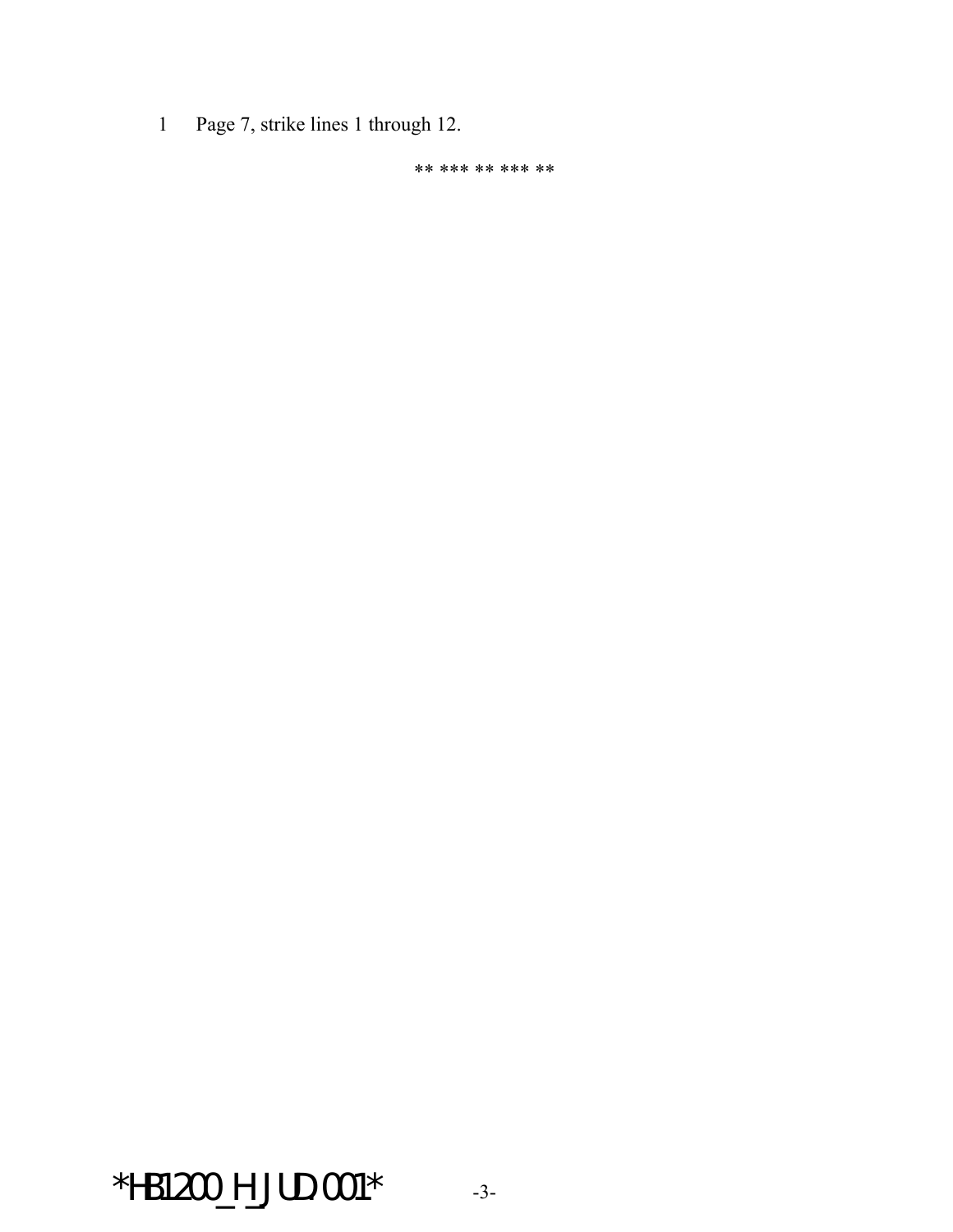1 Page 7, strike lines 1 through 12.

** *** ** *** **

*HB1200_H_JUD.001*